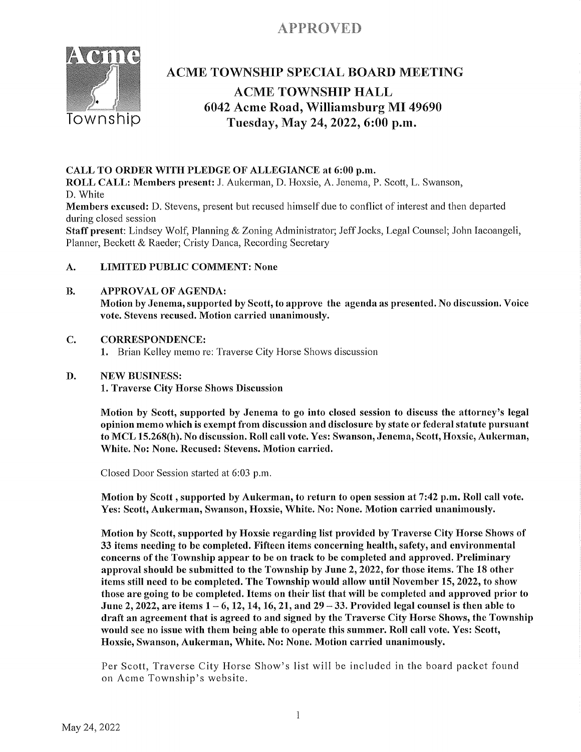APPROVED

# ACME TOWNSHIP SPECIAL BOARD MEETING

## ACME TOWNSHIP HALL
## 6042 Acme Road, Williamsburg MI 49690
## Tuesday, May 24, 2022, 6:00 p.m.

**CALL TO ORDER WITH PLEDGE OF ALLEGIANCE at 6:00 p.m.**

**ROLL CALL: Members present:** J. Aukerman, D. Hoxsie, A. Jenema, P. Scott, L. Swanson, D. White

**Members excused:** D. Stevens, present but recused himself due to conflict of interest and then departed during closed session

**Staff present**: Lindsey Wolf, Planning & Zoning Administrator; Jeff Jocks, Legal Counsel; John Iacoangeli, Planner, Beckett & Raeder; Cristy Danca, Recording Secretary

**A. LIMITED PUBLIC COMMENT: None**

**B. APPROVAL OF AGENDA:**

**Motion by Jenema, supported by Scott, to approve the agenda as presented. No discussion. Voice vote. Stevens recused. Motion carried unanimously.**

**C. CORRESPONDENCE:**

1. Brian Kelley memo re: Traverse City Horse Shows discussion

**D. NEW BUSINESS:**

**1. Traverse City Horse Shows Discussion**

**Motion by Scott, supported by Jenema to go into closed session to discuss the attorney's legal opinion memo which is exempt from discussion and disclosure by state or federal statute pursuant to MCL 15.268(h). No discussion. Roll call vote. Yes: Swanson, Jenema, Scott, Hoxsie, Aukerman, White. No: None. Recused: Stevens. Motion carried.**

Closed Door Session started at 6:03 p.m.

**Motion by Scott , supported by Aukerman, to return to open session at 7:42 p.m. Roll call vote. Yes: Scott, Aukerman, Swanson, Hoxsie, White. No: None. Motion carried unanimously.**

**Motion by Scott, supported by Hoxsie regarding list provided by Traverse City Horse Shows of 33 items needing to be completed. Fifteen items concerning health, safety, and environmental concerns of the Township appear to be on track to be completed and approved. Preliminary approval should be submitted to the Township by June 2, 2022, for those items. The 18 other items still need to be completed. The Township would allow until November 15, 2022, to show those are going to be completed. Items on their list that will be completed and approved prior to June 2, 2022, are items 1 – 6, 12, 14, 16, 21, and 29 – 33. Provided legal counsel is then able to draft an agreement that is agreed to and signed by the Traverse City Horse Shows, the Township would see no issue with them being able to operate this summer. Roll call vote. Yes: Scott, Hoxsie, Swanson, Aukerman, White. No: None. Motion carried unanimously.**

Per Scott, Traverse City Horse Show's list will be included in the board packet found on Acme Township's website.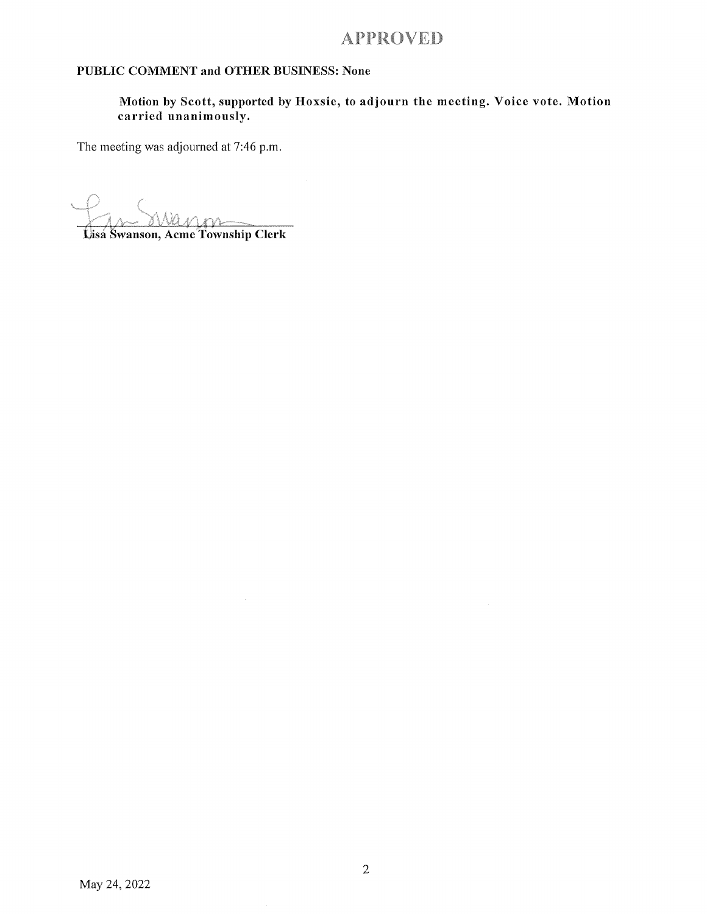**APPROVED**

**PUBLIC COMMENT and OTHER BUSINESS: None**

> **Motion by Scott, supported by Hoxsie, to adjourn the meeting. Voice vote. Motion carried unanimously.**

The meeting was adjourned at 7:46 p.m.

**Lisa Swanson, Acme Township Clerk**

May 24, 2022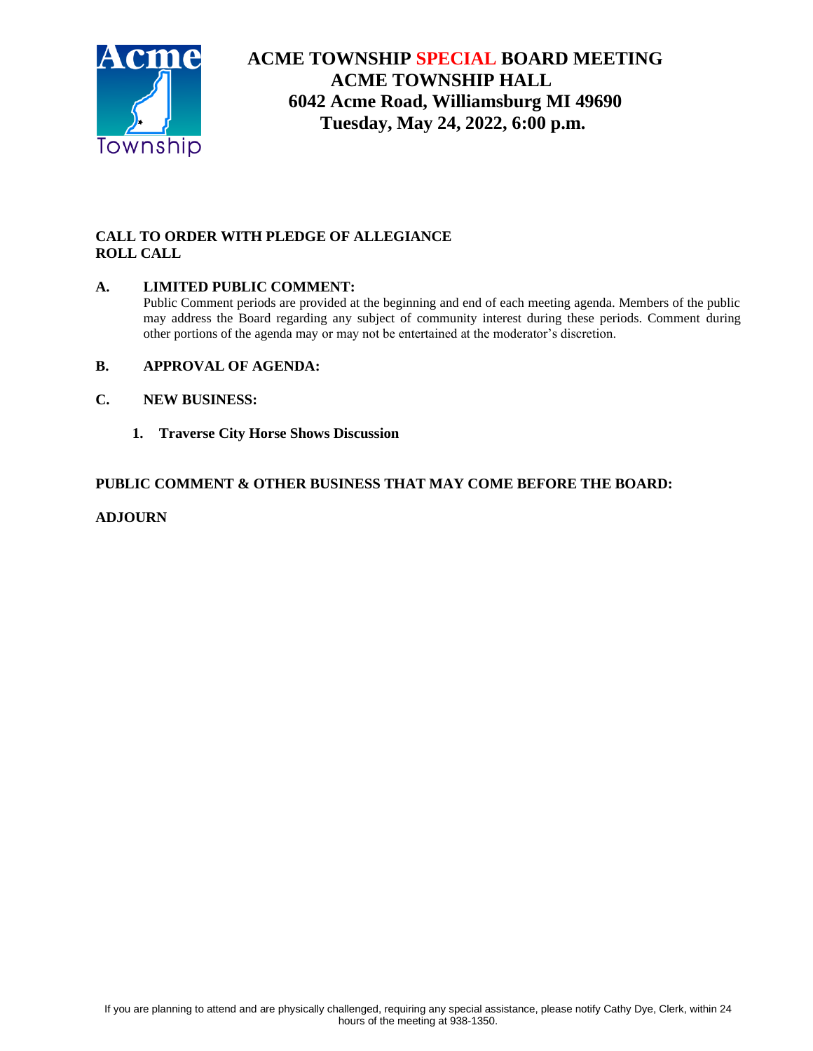# ACME TOWNSHIP SPECIAL BOARD MEETING
## ACME TOWNSHIP HALL
## 6042 Acme Road, Williamsburg MI 49690
## Tuesday, May 24, 2022, 6:00 p.m.

**CALL TO ORDER WITH PLEDGE OF ALLEGIANCE**
**ROLL CALL**

**A. LIMITED PUBLIC COMMENT:**
Public Comment periods are provided at the beginning and end of each meeting agenda. Members of the public may address the Board regarding any subject of community interest during these periods. Comment during other portions of the agenda may or may not be entertained at the moderator's discretion.

**B. APPROVAL OF AGENDA:**

**C. NEW BUSINESS:**

1. **Traverse City Horse Shows Discussion**

**PUBLIC COMMENT & OTHER BUSINESS THAT MAY COME BEFORE THE BOARD:**

**ADJOURN**

If you are planning to attend and are physically challenged, requiring any special assistance, please notify Cathy Dye, Clerk, within 24 hours of the meeting at 938-1350.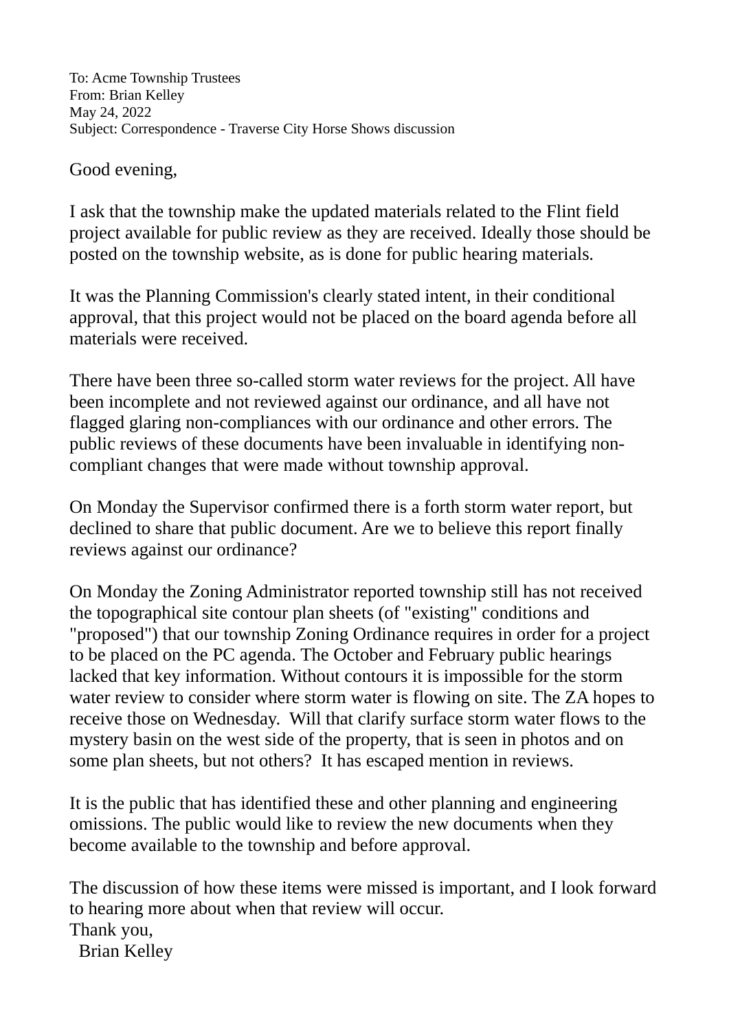To: Acme Township Trustees
From: Brian Kelley
May 24, 2022
Subject: Correspondence - Traverse City Horse Shows discussion

Good evening,

I ask that the township make the updated materials related to the Flint field project available for public review as they are received. Ideally those should be posted on the township website, as is done for public hearing materials.

It was the Planning Commission's clearly stated intent, in their conditional approval, that this project would not be placed on the board agenda before all materials were received.

There have been three so-called storm water reviews for the project. All have been incomplete and not reviewed against our ordinance, and all have not flagged glaring non-compliances with our ordinance and other errors. The public reviews of these documents have been invaluable in identifying non-compliant changes that were made without township approval.

On Monday the Supervisor confirmed there is a forth storm water report, but declined to share that public document. Are we to believe this report finally reviews against our ordinance?

On Monday the Zoning Administrator reported township still has not received the topographical site contour plan sheets (of "existing" conditions and "proposed") that our township Zoning Ordinance requires in order for a project to be placed on the PC agenda. The October and February public hearings lacked that key information. Without contours it is impossible for the storm water review to consider where storm water is flowing on site. The ZA hopes to receive those on Wednesday. Will that clarify surface storm water flows to the mystery basin on the west side of the property, that is seen in photos and on some plan sheets, but not others? It has escaped mention in reviews.

It is the public that has identified these and other planning and engineering omissions. The public would like to review the new documents when they become available to the township and before approval.

The discussion of how these items were missed is important, and I look forward to hearing more about when that review will occur.

Thank you,

Brian Kelley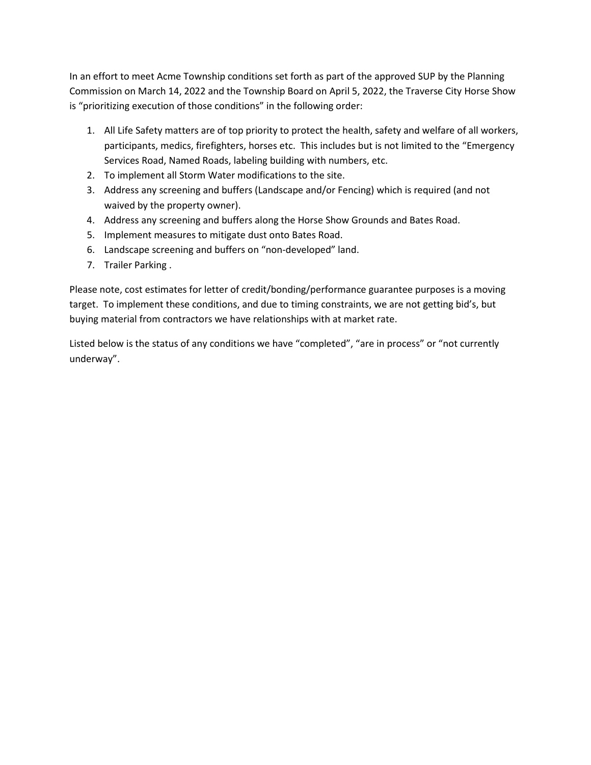In an effort to meet Acme Township conditions set forth as part of the approved SUP by the Planning Commission on March 14, 2022 and the Township Board on April 5, 2022, the Traverse City Horse Show is "prioritizing execution of those conditions" in the following order:

1. All Life Safety matters are of top priority to protect the health, safety and welfare of all workers, participants, medics, firefighters, horses etc. This includes but is not limited to the "Emergency Services Road, Named Roads, labeling building with numbers, etc.
2. To implement all Storm Water modifications to the site.
3. Address any screening and buffers (Landscape and/or Fencing) which is required (and not waived by the property owner).
4. Address any screening and buffers along the Horse Show Grounds and Bates Road.
5. Implement measures to mitigate dust onto Bates Road.
6. Landscape screening and buffers on "non-developed" land.
7. Trailer Parking .

Please note, cost estimates for letter of credit/bonding/performance guarantee purposes is a moving target. To implement these conditions, and due to timing constraints, we are not getting bid's, but buying material from contractors we have relationships with at market rate.

Listed below is the status of any conditions we have "completed", "are in process" or "not currently underway".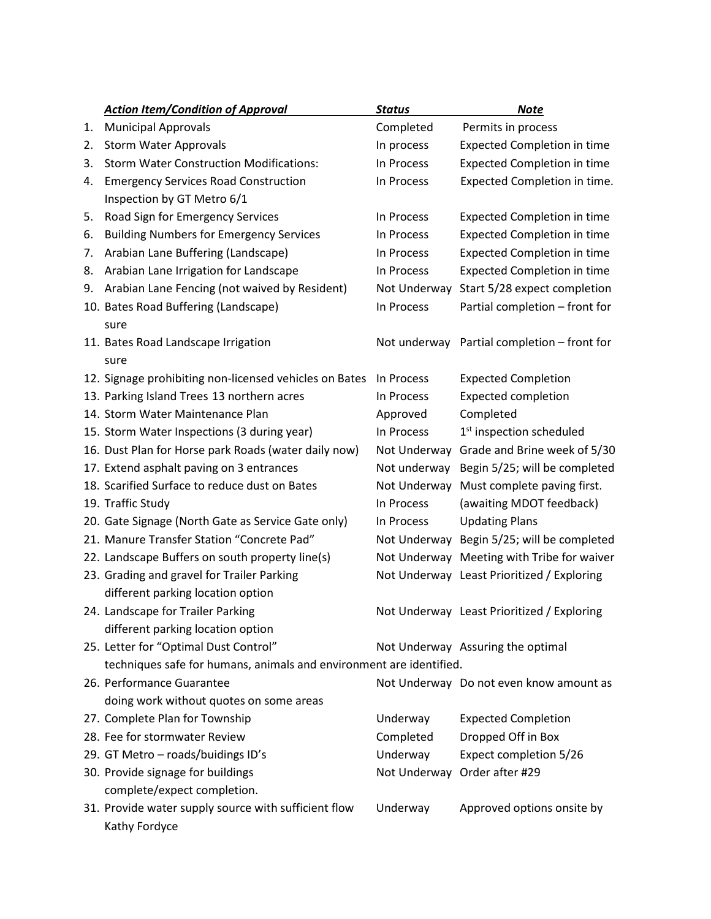| | ***Action Item/Condition of Approval*** | ***Status*** | ***Note*** |
|---|---|---|---|
| 1. | Municipal Approvals | Completed | Permits in process |
| 2. | Storm Water Approvals | In process | Expected Completion in time |
| 3. | Storm Water Construction Modifications: | In Process | Expected Completion in time |
| 4. | Emergency Services Road Construction Inspection by GT Metro 6/1 | In Process | Expected Completion in time. |
| 5. | Road Sign for Emergency Services | In Process | Expected Completion in time |
| 6. | Building Numbers for Emergency Services | In Process | Expected Completion in time |
| 7. | Arabian Lane Buffering (Landscape) | In Process | Expected Completion in time |
| 8. | Arabian Lane Irrigation for Landscape | In Process | Expected Completion in time |
| 9. | Arabian Lane Fencing (not waived by Resident) | Not Underway | Start 5/28 expect completion |
| 10. | Bates Road Buffering (Landscape) sure | In Process | Partial completion – front for |
| 11. | Bates Road Landscape Irrigation sure | Not underway | Partial completion – front for |
| 12. | Signage prohibiting non-licensed vehicles on Bates | In Process | Expected Completion |
| 13. | Parking Island Trees 13 northern acres | In Process | Expected completion |
| 14. | Storm Water Maintenance Plan | Approved | Completed |
| 15. | Storm Water Inspections (3 during year) | In Process | 1st inspection scheduled |
| 16. | Dust Plan for Horse park Roads (water daily now) | Not Underway | Grade and Brine week of 5/30 |
| 17. | Extend asphalt paving on 3 entrances | Not underway | Begin 5/25; will be completed |
| 18. | Scarified Surface to reduce dust on Bates | Not Underway | Must complete paving first. |
| 19. | Traffic Study | In Process | (awaiting MDOT feedback) |
| 20. | Gate Signage (North Gate as Service Gate only) | In Process | Updating Plans |
| 21. | Manure Transfer Station "Concrete Pad" | Not Underway | Begin 5/25; will be completed |
| 22. | Landscape Buffers on south property line(s) | Not Underway | Meeting with Tribe for waiver |
| 23. | Grading and gravel for Trailer Parking different parking location option | Not Underway | Least Prioritized / Exploring |
| 24. | Landscape for Trailer Parking different parking location option | Not Underway | Least Prioritized / Exploring |
| 25. | Letter for "Optimal Dust Control" techniques safe for humans, animals and environment are identified. | Not Underway | Assuring the optimal |
| 26. | Performance Guarantee doing work without quotes on some areas | Not Underway | Do not even know amount as |
| 27. | Complete Plan for Township | Underway | Expected Completion |
| 28. | Fee for stormwater Review | Completed | Dropped Off in Box |
| 29. | GT Metro – roads/buidings ID's | Underway | Expect completion 5/26 |
| 30. | Provide signage for buildings complete/expect completion. | Not Underway | Order after #29 |
| 31. | Provide water supply source with sufficient flow Kathy Fordyce | Underway | Approved options onsite by |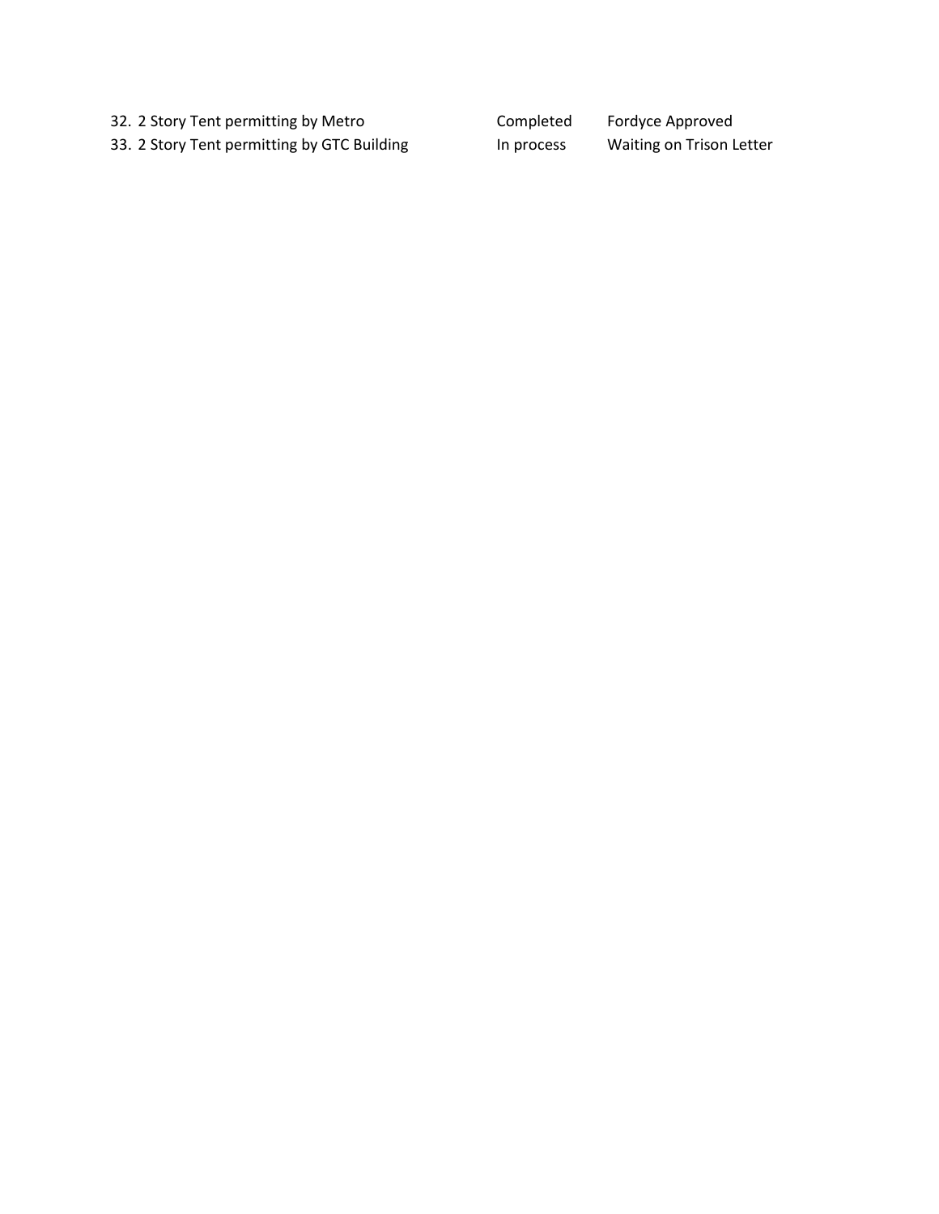| | | |
|---|---|---|
| 32. 2 Story Tent permitting by Metro | Completed | Fordyce Approved |
| 33. 2 Story Tent permitting by GTC Building | In process | Waiting on Trison Letter |